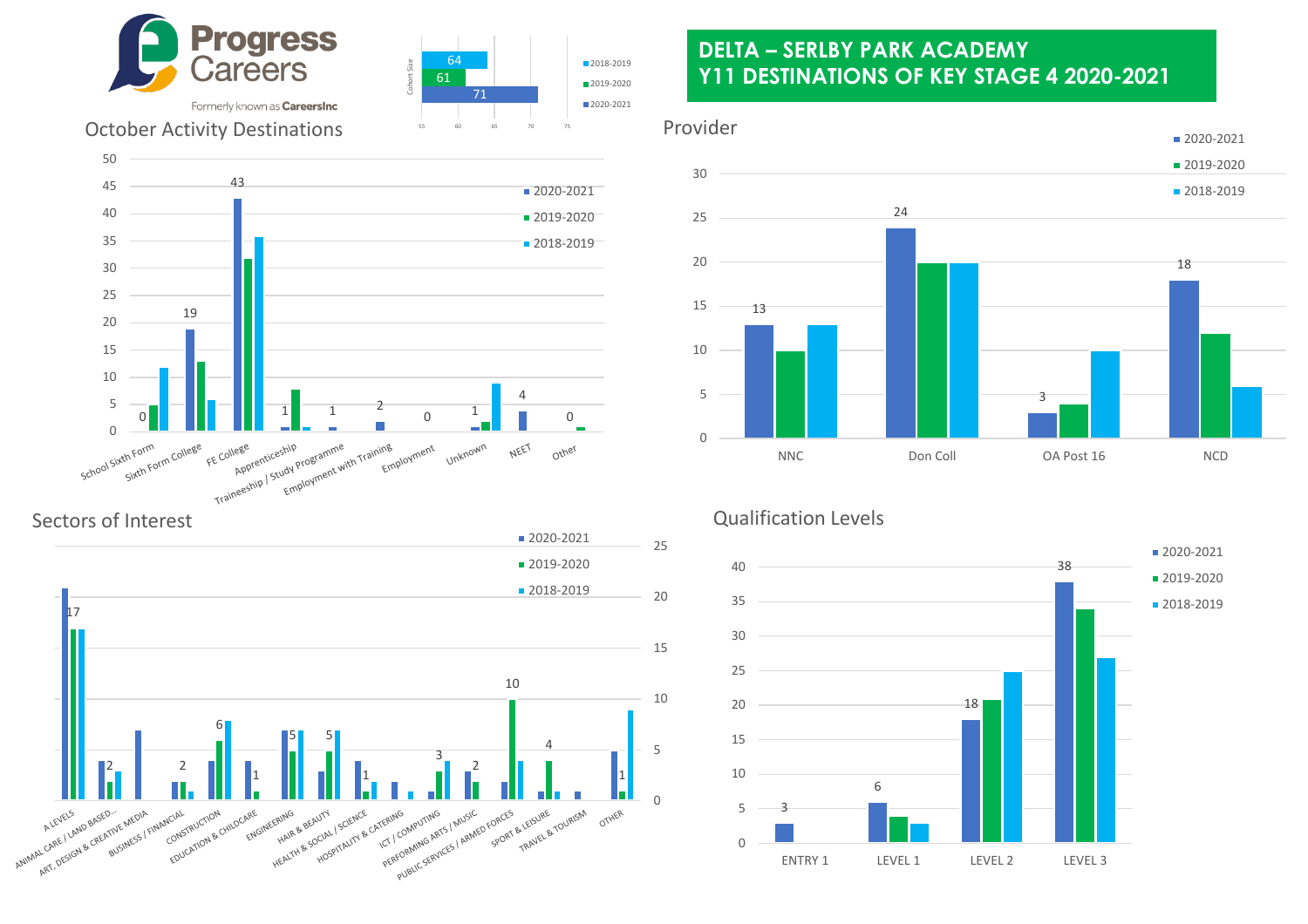Progress Careers

Formerly known as CareersInc

# DELTA – SERLBY PARK ACADEMY
# Y11 DESTINATIONS OF KEY STAGE 4 2020-2021

Cohort Size

| Year | Cohort Size |
|---|---|
| 2018-2019 | 64 |
| 2019-2020 | 61 |
| 2020-2021 | 71 |

## October Activity Destinations

| Destination | 2020-2021 |
|---|---|
| School Sixth Form | 0 |
| Sixth Form College | 19 |
| FE College | 43 |
| Apprenticeship | 1 |
| Traineeship / Study Programme | 1 |
| Employment with Training | 2 |
| Employment | 0 |
| Unknown | 1 |
| NEET | 4 |
| Other | 0 |

## Provider

| Provider | 2020-2021 |
|---|---|
| NNC | 13 |
| Don Coll | 24 |
| OA Post 16 | 3 |
| NCD | 18 |

## Sectors of Interest

| Sector | Label shown |
|---|---|
| A LEVELS | 17 |
| ANIMAL CARE / LAND BASED... | 2 |
| ART, DESIGN & CREATIVE MEDIA | |
| BUSINESS / FINANCIAL | 2 |
| CONSTRUCTION | 6 |
| EDUCATION & CHILDCARE | 1 |
| ENGINEERING | 5 |
| HAIR & BEAUTY | 5 |
| HEALTH & SOCIAL / SCIENCE | 1 |
| HOSPITALITY & CATERING | |
| ICT / COMPUTING | 3 |
| PERFORMING ARTS / MUSIC | 2 |
| PUBLIC SERVICES / ARMED FORCES | 10 |
| SPORT & LEISURE | 4 |
| TRAVEL & TOURISM | |
| OTHER | 1 |

## Qualification Levels

| Level | 2020-2021 |
|---|---|
| ENTRY 1 | 3 |
| LEVEL 1 | 6 |
| LEVEL 2 | 18 |
| LEVEL 3 | 38 |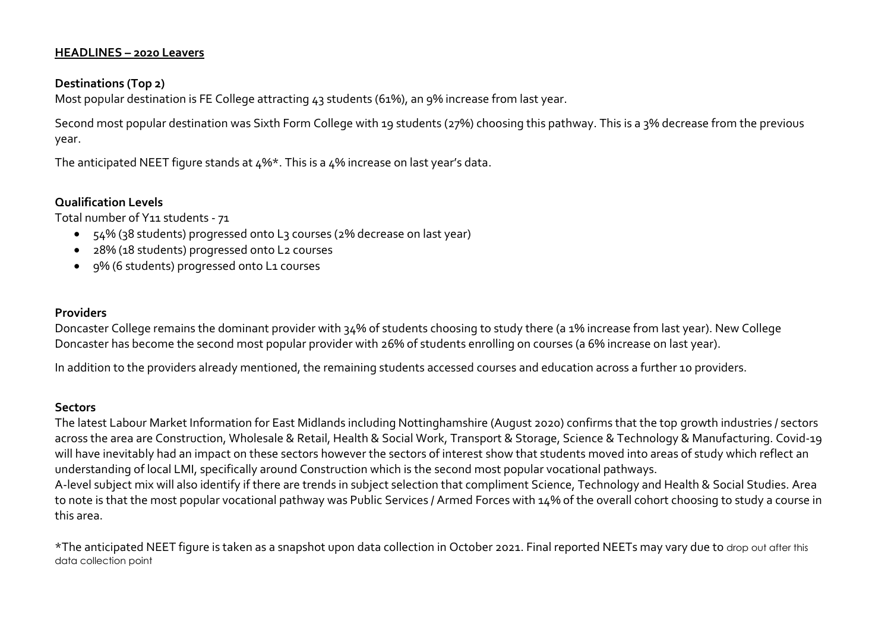## HEADLINES – 2020 Leavers

### Destinations (Top 2)

Most popular destination is FE College attracting 43 students (61%), an 9% increase from last year.

Second most popular destination was Sixth Form College with 19 students (27%) choosing this pathway. This is a 3% decrease from the previous year.

The anticipated NEET figure stands at 4%*. This is a 4% increase on last year's data.

### Qualification Levels

Total number of Y11 students - 71

- 54% (38 students) progressed onto L3 courses (2% decrease on last year)
- 28% (18 students) progressed onto L2 courses
- 9% (6 students) progressed onto L1 courses

### Providers

Doncaster College remains the dominant provider with 34% of students choosing to study there (a 1% increase from last year). New College Doncaster has become the second most popular provider with 26% of students enrolling on courses (a 6% increase on last year).

In addition to the providers already mentioned, the remaining students accessed courses and education across a further 10 providers.

### Sectors

The latest Labour Market Information for East Midlands including Nottinghamshire (August 2020) confirms that the top growth industries / sectors across the area are Construction, Wholesale & Retail, Health & Social Work, Transport & Storage, Science & Technology & Manufacturing. Covid-19 will have inevitably had an impact on these sectors however the sectors of interest show that students moved into areas of study which reflect an understanding of local LMI, specifically around Construction which is the second most popular vocational pathways.
A-level subject mix will also identify if there are trends in subject selection that compliment Science, Technology and Health & Social Studies. Area to note is that the most popular vocational pathway was Public Services / Armed Forces with 14% of the overall cohort choosing to study a course in this area.

*The anticipated NEET figure is taken as a snapshot upon data collection in October 2021. Final reported NEETs may vary due to drop out after this data collection point